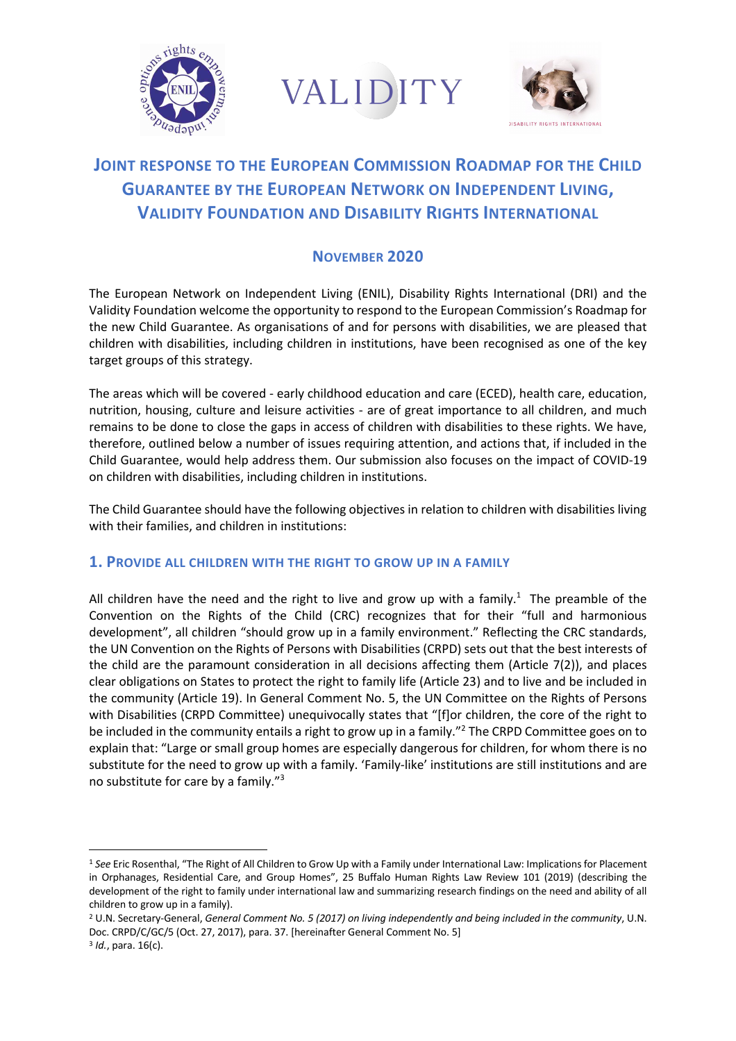# JOINT RESPONSE TO THE EUROPEAN COMMISSION ROADMAP FOR THE CHILD GUARANTEE BY THE EUROPEAN NETWORK ON INDEPENDENT LIVING, VALIDITY FOUNDATION AND DISABILITY RIGHTS INTERNATIONAL

## NOVEMBER 2020

The European Network on Independent Living (ENIL), Disability Rights International (DRI) and the Validity Foundation welcome the opportunity to respond to the European Commission's Roadmap for the new Child Guarantee. As organisations of and for persons with disabilities, we are pleased that children with disabilities, including children in institutions, have been recognised as one of the key target groups of this strategy.

The areas which will be covered - early childhood education and care (ECED), health care, education, nutrition, housing, culture and leisure activities - are of great importance to all children, and much remains to be done to close the gaps in access of children with disabilities to these rights. We have, therefore, outlined below a number of issues requiring attention, and actions that, if included in the Child Guarantee, would help address them. Our submission also focuses on the impact of COVID-19 on children with disabilities, including children in institutions.

The Child Guarantee should have the following objectives in relation to children with disabilities living with their families, and children in institutions:

## 1. PROVIDE ALL CHILDREN WITH THE RIGHT TO GROW UP IN A FAMILY

All children have the need and the right to live and grow up with a family.[1] The preamble of the Convention on the Rights of the Child (CRC) recognizes that for their "full and harmonious development", all children "should grow up in a family environment." Reflecting the CRC standards, the UN Convention on the Rights of Persons with Disabilities (CRPD) sets out that the best interests of the child are the paramount consideration in all decisions affecting them (Article 7(2)), and places clear obligations on States to protect the right to family life (Article 23) and to live and be included in the community (Article 19). In General Comment No. 5, the UN Committee on the Rights of Persons with Disabilities (CRPD Committee) unequivocally states that "[f]or children, the core of the right to be included in the community entails a right to grow up in a family."[2] The CRPD Committee goes on to explain that: "Large or small group homes are especially dangerous for children, for whom there is no substitute for the need to grow up with a family. 'Family-like' institutions are still institutions and are no substitute for care by a family."[3]

---

[1] *See* Eric Rosenthal, "The Right of All Children to Grow Up with a Family under International Law: Implications for Placement in Orphanages, Residential Care, and Group Homes", 25 Buffalo Human Rights Law Review 101 (2019) (describing the development of the right to family under international law and summarizing research findings on the need and ability of all children to grow up in a family).

[2] U.N. Secretary-General, *General Comment No. 5 (2017) on living independently and being included in the community*, U.N. Doc. CRPD/C/GC/5 (Oct. 27, 2017), para. 37. [hereinafter General Comment No. 5]

[3] *Id.*, para. 16(c).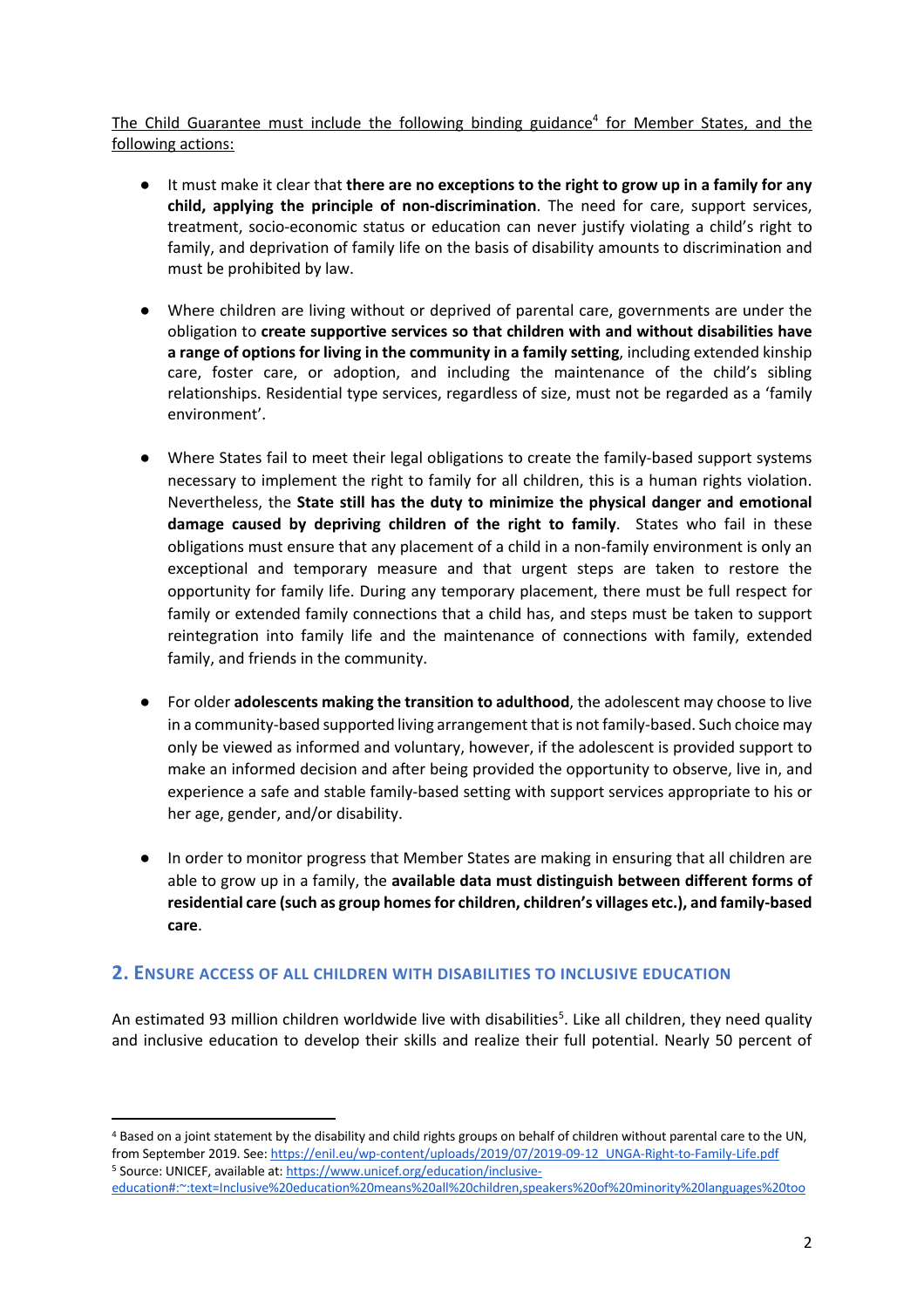The Child Guarantee must include the following binding guidance[4] for Member States, and the following actions:

- It must make it clear that **there are no exceptions to the right to grow up in a family for any child, applying the principle of non-discrimination**. The need for care, support services, treatment, socio-economic status or education can never justify violating a child's right to family, and deprivation of family life on the basis of disability amounts to discrimination and must be prohibited by law.

- Where children are living without or deprived of parental care, governments are under the obligation to **create supportive services so that children with and without disabilities have a range of options for living in the community in a family setting**, including extended kinship care, foster care, or adoption, and including the maintenance of the child's sibling relationships. Residential type services, regardless of size, must not be regarded as a 'family environment'.

- Where States fail to meet their legal obligations to create the family-based support systems necessary to implement the right to family for all children, this is a human rights violation. Nevertheless, the **State still has the duty to minimize the physical danger and emotional damage caused by depriving children of the right to family**. States who fail in these obligations must ensure that any placement of a child in a non-family environment is only an exceptional and temporary measure and that urgent steps are taken to restore the opportunity for family life. During any temporary placement, there must be full respect for family or extended family connections that a child has, and steps must be taken to support reintegration into family life and the maintenance of connections with family, extended family, and friends in the community.

- For older **adolescents making the transition to adulthood**, the adolescent may choose to live in a community-based supported living arrangement that is not family-based. Such choice may only be viewed as informed and voluntary, however, if the adolescent is provided support to make an informed decision and after being provided the opportunity to observe, live in, and experience a safe and stable family-based setting with support services appropriate to his or her age, gender, and/or disability.

- In order to monitor progress that Member States are making in ensuring that all children are able to grow up in a family, the **available data must distinguish between different forms of residential care (such as group homes for children, children's villages etc.), and family-based care**.

## 2. Ensure access of all children with disabilities to inclusive education

An estimated 93 million children worldwide live with disabilities[5]. Like all children, they need quality and inclusive education to develop their skills and realize their full potential. Nearly 50 percent of

---

[4] Based on a joint statement by the disability and child rights groups on behalf of children without parental care to the UN, from September 2019. See: https://enil.eu/wp-content/uploads/2019/07/2019-09-12_UNGA-Right-to-Family-Life.pdf

[5] Source: UNICEF, available at: https://www.unicef.org/education/inclusive-education#:~:text=Inclusive%20education%20means%20all%20children,speakers%20of%20minority%20languages%20too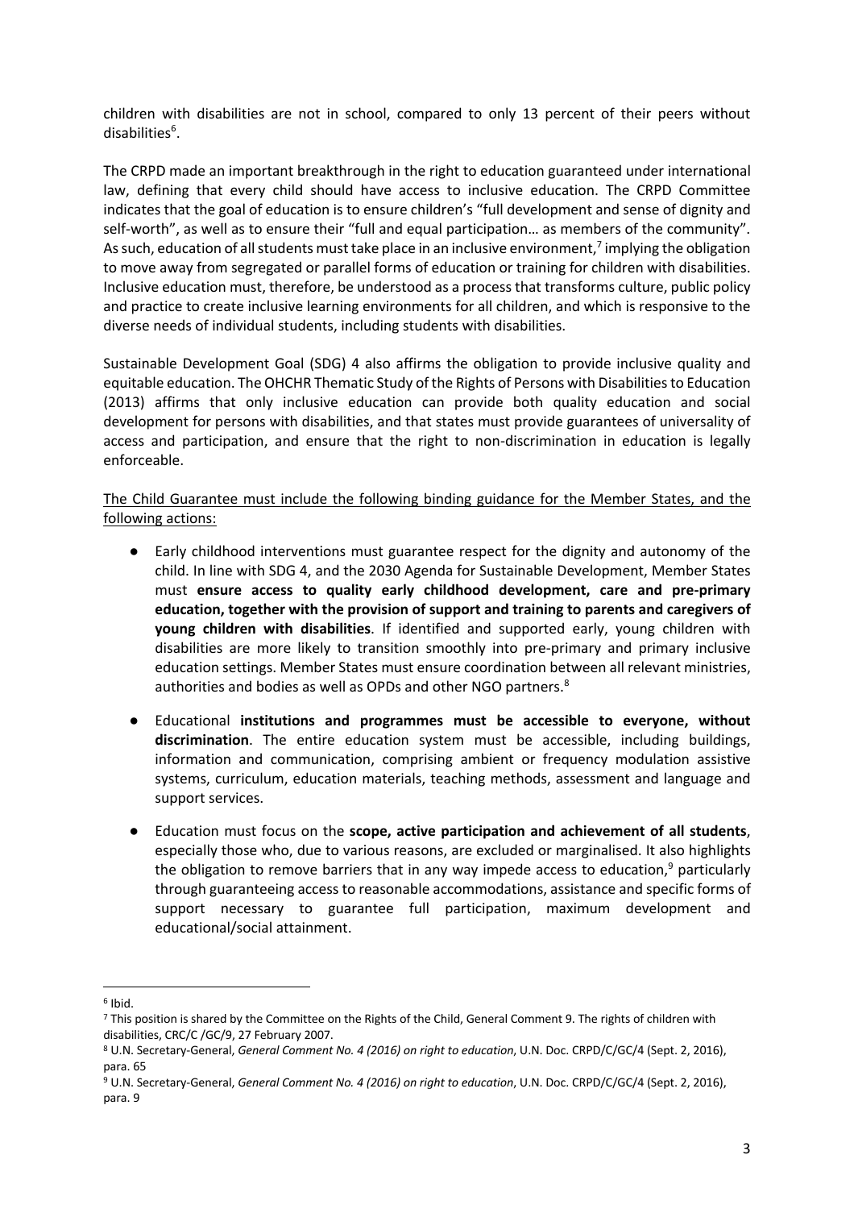children with disabilities are not in school, compared to only 13 percent of their peers without disabilities[6].

The CRPD made an important breakthrough in the right to education guaranteed under international law, defining that every child should have access to inclusive education. The CRPD Committee indicates that the goal of education is to ensure children's "full development and sense of dignity and self-worth", as well as to ensure their "full and equal participation… as members of the community". As such, education of all students must take place in an inclusive environment,[7] implying the obligation to move away from segregated or parallel forms of education or training for children with disabilities. Inclusive education must, therefore, be understood as a process that transforms culture, public policy and practice to create inclusive learning environments for all children, and which is responsive to the diverse needs of individual students, including students with disabilities.

Sustainable Development Goal (SDG) 4 also affirms the obligation to provide inclusive quality and equitable education. The OHCHR Thematic Study of the Rights of Persons with Disabilities to Education (2013) affirms that only inclusive education can provide both quality education and social development for persons with disabilities, and that states must provide guarantees of universality of access and participation, and ensure that the right to non-discrimination in education is legally enforceable.

<u>The Child Guarantee must include the following binding guidance for the Member States, and the following actions:</u>

- Early childhood interventions must guarantee respect for the dignity and autonomy of the child. In line with SDG 4, and the 2030 Agenda for Sustainable Development, Member States must **ensure access to quality early childhood development, care and pre-primary education, together with the provision of support and training to parents and caregivers of young children with disabilities**. If identified and supported early, young children with disabilities are more likely to transition smoothly into pre-primary and primary inclusive education settings. Member States must ensure coordination between all relevant ministries, authorities and bodies as well as OPDs and other NGO partners.[8]

- Educational **institutions and programmes must be accessible to everyone, without discrimination**. The entire education system must be accessible, including buildings, information and communication, comprising ambient or frequency modulation assistive systems, curriculum, education materials, teaching methods, assessment and language and support services.

- Education must focus on the **scope, active participation and achievement of all students**, especially those who, due to various reasons, are excluded or marginalised. It also highlights the obligation to remove barriers that in any way impede access to education,[9] particularly through guaranteeing access to reasonable accommodations, assistance and specific forms of support necessary to guarantee full participation, maximum development and educational/social attainment.

---

[6] Ibid.

[7] This position is shared by the Committee on the Rights of the Child, General Comment 9. The rights of children with disabilities, CRC/C /GC/9, 27 February 2007.

[8] U.N. Secretary-General, *General Comment No. 4 (2016) on right to education*, U.N. Doc. CRPD/C/GC/4 (Sept. 2, 2016), para. 65

[9] U.N. Secretary-General, *General Comment No. 4 (2016) on right to education*, U.N. Doc. CRPD/C/GC/4 (Sept. 2, 2016), para. 9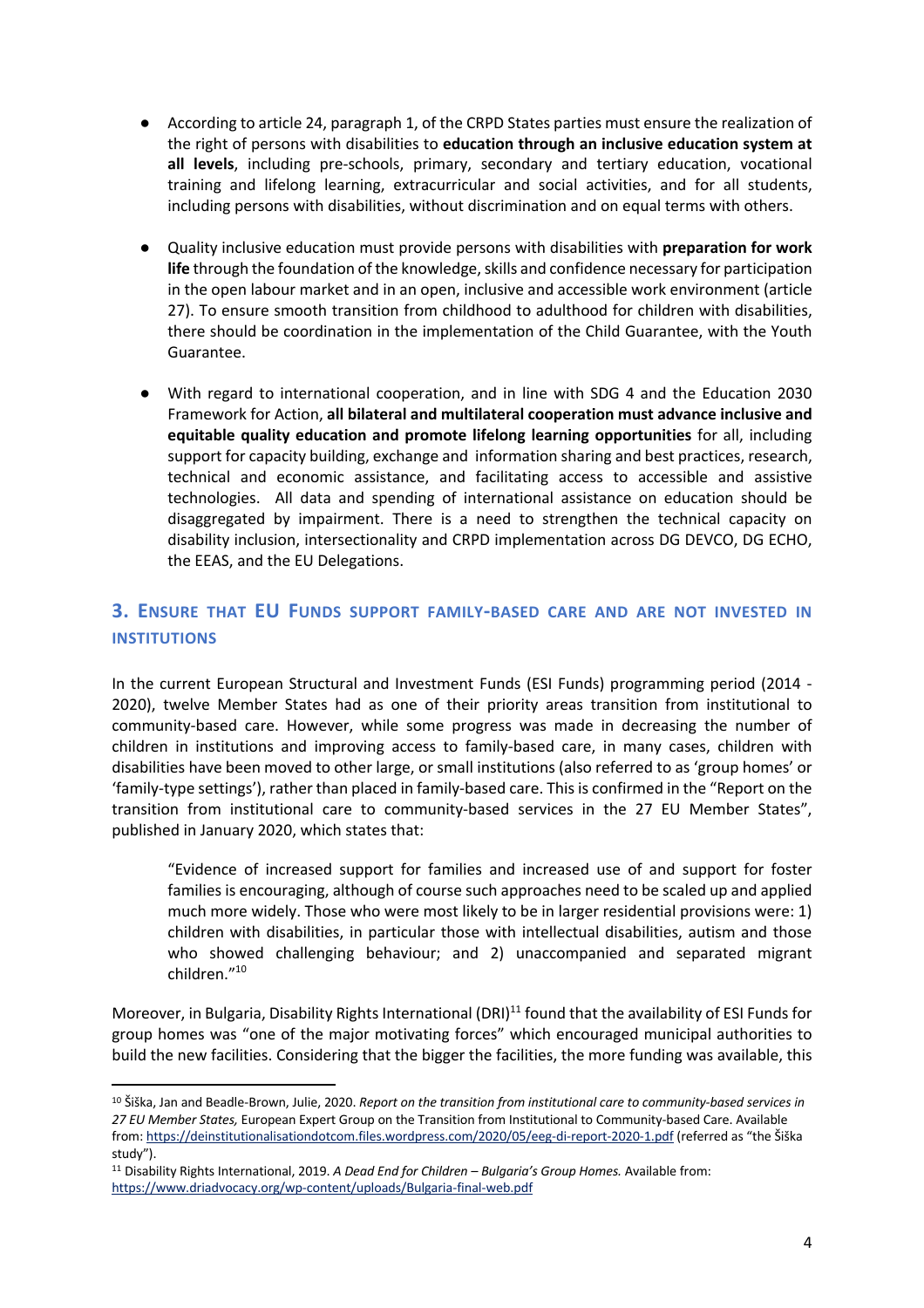- According to article 24, paragraph 1, of the CRPD States parties must ensure the realization of the right of persons with disabilities to **education through an inclusive education system at all levels**, including pre-schools, primary, secondary and tertiary education, vocational training and lifelong learning, extracurricular and social activities, and for all students, including persons with disabilities, without discrimination and on equal terms with others.

- Quality inclusive education must provide persons with disabilities with **preparation for work life** through the foundation of the knowledge, skills and confidence necessary for participation in the open labour market and in an open, inclusive and accessible work environment (article 27). To ensure smooth transition from childhood to adulthood for children with disabilities, there should be coordination in the implementation of the Child Guarantee, with the Youth Guarantee.

- With regard to international cooperation, and in line with SDG 4 and the Education 2030 Framework for Action, **all bilateral and multilateral cooperation must advance inclusive and equitable quality education and promote lifelong learning opportunities** for all, including support for capacity building, exchange and information sharing and best practices, research, technical and economic assistance, and facilitating access to accessible and assistive technologies. All data and spending of international assistance on education should be disaggregated by impairment. There is a need to strengthen the technical capacity on disability inclusion, intersectionality and CRPD implementation across DG DEVCO, DG ECHO, the EEAS, and the EU Delegations.

## 3. Ensure that EU Funds support family-based care and are not invested in institutions

In the current European Structural and Investment Funds (ESI Funds) programming period (2014 - 2020), twelve Member States had as one of their priority areas transition from institutional to community-based care. However, while some progress was made in decreasing the number of children in institutions and improving access to family-based care, in many cases, children with disabilities have been moved to other large, or small institutions (also referred to as 'group homes' or 'family-type settings'), rather than placed in family-based care. This is confirmed in the "Report on the transition from institutional care to community-based services in the 27 EU Member States", published in January 2020, which states that:

> "Evidence of increased support for families and increased use of and support for foster families is encouraging, although of course such approaches need to be scaled up and applied much more widely. Those who were most likely to be in larger residential provisions were: 1) children with disabilities, in particular those with intellectual disabilities, autism and those who showed challenging behaviour; and 2) unaccompanied and separated migrant children."[10]

Moreover, in Bulgaria, Disability Rights International (DRI)[11] found that the availability of ESI Funds for group homes was "one of the major motivating forces" which encouraged municipal authorities to build the new facilities. Considering that the bigger the facilities, the more funding was available, this

---

[10] Šiška, Jan and Beadle-Brown, Julie, 2020. *Report on the transition from institutional care to community-based services in 27 EU Member States,* European Expert Group on the Transition from Institutional to Community-based Care. Available from: https://deinstitutionalisationdotcom.files.wordpress.com/2020/05/eeg-di-report-2020-1.pdf (referred as "the Šiška study").

[11] Disability Rights International, 2019. *A Dead End for Children – Bulgaria's Group Homes.* Available from: https://www.driadvocacy.org/wp-content/uploads/Bulgaria-final-web.pdf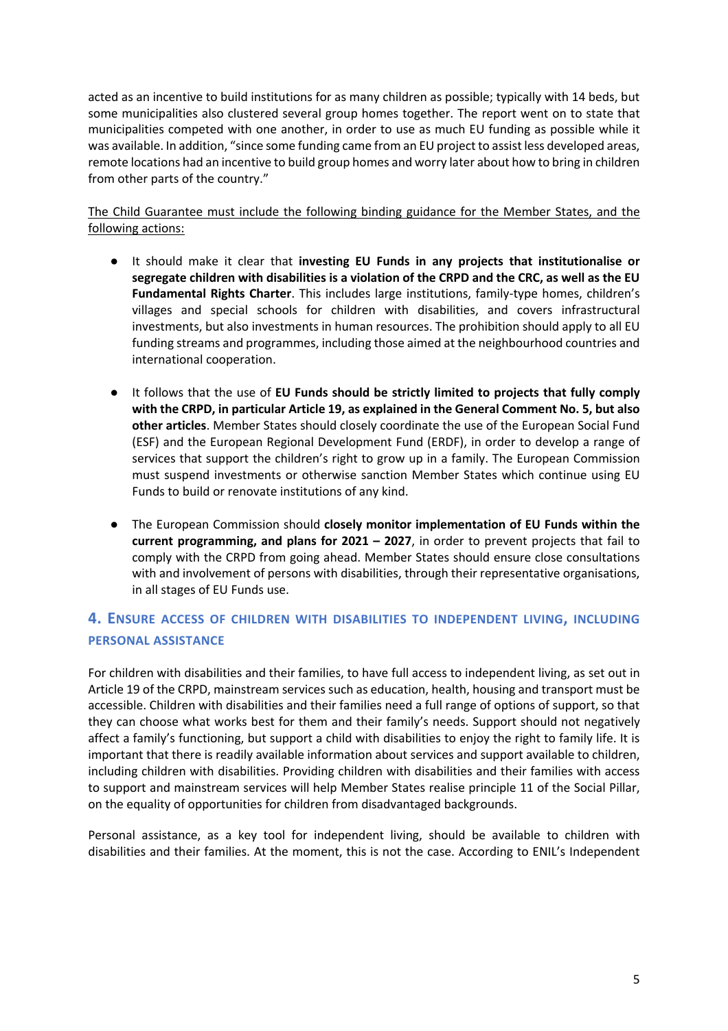acted as an incentive to build institutions for as many children as possible; typically with 14 beds, but some municipalities also clustered several group homes together. The report went on to state that municipalities competed with one another, in order to use as much EU funding as possible while it was available. In addition, "since some funding came from an EU project to assist less developed areas, remote locations had an incentive to build group homes and worry later about how to bring in children from other parts of the country."

<u>The Child Guarantee must include the following binding guidance for the Member States, and the following actions:</u>

- It should make it clear that **investing EU Funds in any projects that institutionalise or segregate children with disabilities is a violation of the CRPD and the CRC, as well as the EU Fundamental Rights Charter**. This includes large institutions, family-type homes, children's villages and special schools for children with disabilities, and covers infrastructural investments, but also investments in human resources. The prohibition should apply to all EU funding streams and programmes, including those aimed at the neighbourhood countries and international cooperation.

- It follows that the use of **EU Funds should be strictly limited to projects that fully comply with the CRPD, in particular Article 19, as explained in the General Comment No. 5, but also other articles**. Member States should closely coordinate the use of the European Social Fund (ESF) and the European Regional Development Fund (ERDF), in order to develop a range of services that support the children's right to grow up in a family. The European Commission must suspend investments or otherwise sanction Member States which continue using EU Funds to build or renovate institutions of any kind.

- The European Commission should **closely monitor implementation of EU Funds within the current programming, and plans for 2021 – 2027**, in order to prevent projects that fail to comply with the CRPD from going ahead. Member States should ensure close consultations with and involvement of persons with disabilities, through their representative organisations, in all stages of EU Funds use.

## 4. Ensure access of children with disabilities to independent living, including personal assistance

For children with disabilities and their families, to have full access to independent living, as set out in Article 19 of the CRPD, mainstream services such as education, health, housing and transport must be accessible. Children with disabilities and their families need a full range of options of support, so that they can choose what works best for them and their family's needs. Support should not negatively affect a family's functioning, but support a child with disabilities to enjoy the right to family life. It is important that there is readily available information about services and support available to children, including children with disabilities. Providing children with disabilities and their families with access to support and mainstream services will help Member States realise principle 11 of the Social Pillar, on the equality of opportunities for children from disadvantaged backgrounds.

Personal assistance, as a key tool for independent living, should be available to children with disabilities and their families. At the moment, this is not the case. According to ENIL's Independent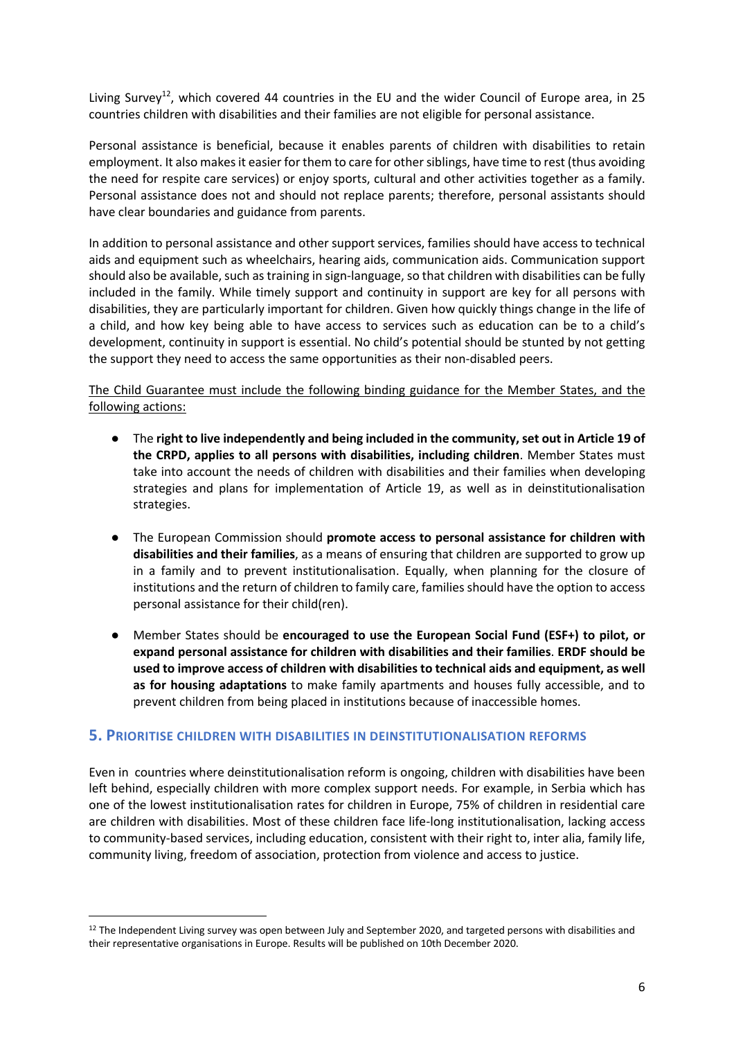Living Survey[12], which covered 44 countries in the EU and the wider Council of Europe area, in 25 countries children with disabilities and their families are not eligible for personal assistance.

Personal assistance is beneficial, because it enables parents of children with disabilities to retain employment. It also makes it easier for them to care for other siblings, have time to rest (thus avoiding the need for respite care services) or enjoy sports, cultural and other activities together as a family. Personal assistance does not and should not replace parents; therefore, personal assistants should have clear boundaries and guidance from parents.

In addition to personal assistance and other support services, families should have access to technical aids and equipment such as wheelchairs, hearing aids, communication aids. Communication support should also be available, such as training in sign-language, so that children with disabilities can be fully included in the family. While timely support and continuity in support are key for all persons with disabilities, they are particularly important for children. Given how quickly things change in the life of a child, and how key being able to have access to services such as education can be to a child's development, continuity in support is essential. No child's potential should be stunted by not getting the support they need to access the same opportunities as their non-disabled peers.

<u>The Child Guarantee must include the following binding guidance for the Member States, and the following actions:</u>

- The **right to live independently and being included in the community, set out in Article 19 of the CRPD, applies to all persons with disabilities, including children**. Member States must take into account the needs of children with disabilities and their families when developing strategies and plans for implementation of Article 19, as well as in deinstitutionalisation strategies.

- The European Commission should **promote access to personal assistance for children with disabilities and their families**, as a means of ensuring that children are supported to grow up in a family and to prevent institutionalisation. Equally, when planning for the closure of institutions and the return of children to family care, families should have the option to access personal assistance for their child(ren).

- Member States should be **encouraged to use the European Social Fund (ESF+) to pilot, or expand personal assistance for children with disabilities and their families**. **ERDF should be used to improve access of children with disabilities to technical aids and equipment, as well as for housing adaptations** to make family apartments and houses fully accessible, and to prevent children from being placed in institutions because of inaccessible homes.

## 5. Prioritise children with disabilities in deinstitutionalisation reforms

Even in countries where deinstitutionalisation reform is ongoing, children with disabilities have been left behind, especially children with more complex support needs. For example, in Serbia which has one of the lowest institutionalisation rates for children in Europe, 75% of children in residential care are children with disabilities. Most of these children face life-long institutionalisation, lacking access to community-based services, including education, consistent with their right to, inter alia, family life, community living, freedom of association, protection from violence and access to justice.

[12] The Independent Living survey was open between July and September 2020, and targeted persons with disabilities and their representative organisations in Europe. Results will be published on 10th December 2020.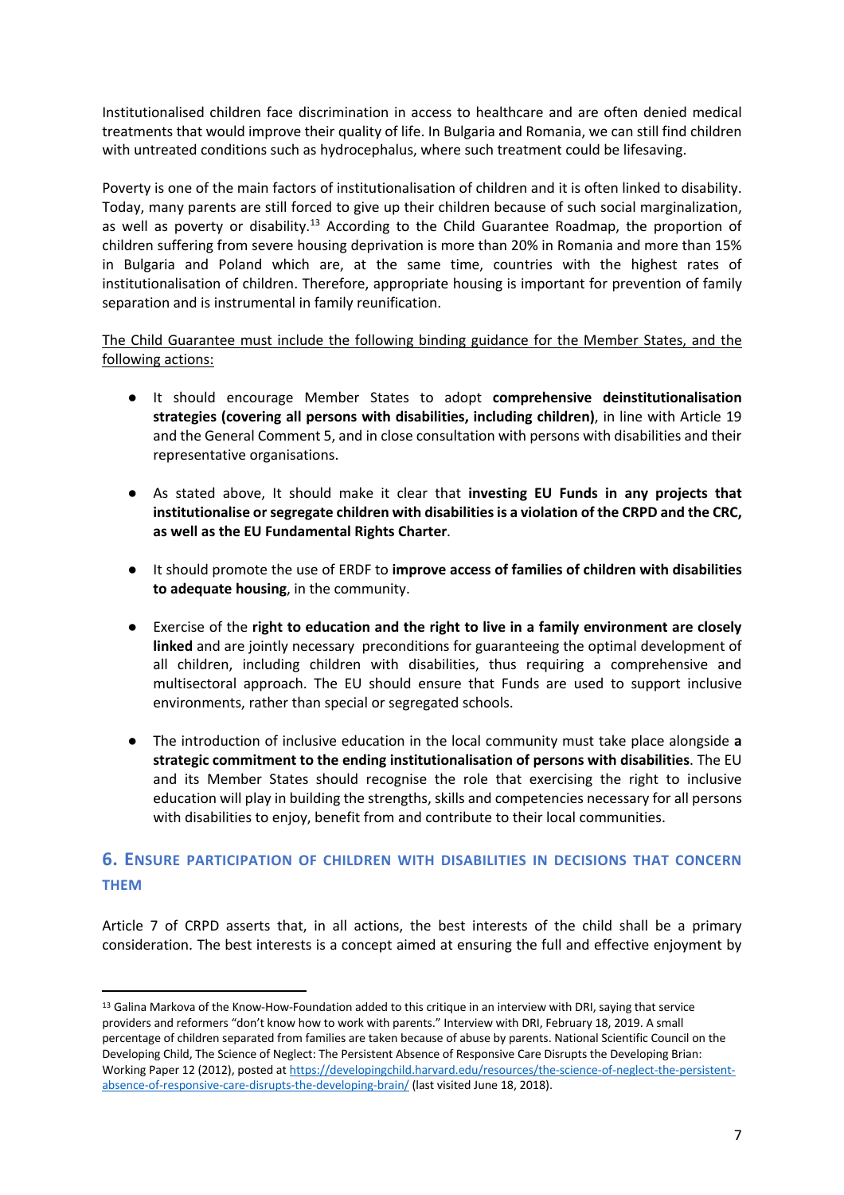Institutionalised children face discrimination in access to healthcare and are often denied medical treatments that would improve their quality of life. In Bulgaria and Romania, we can still find children with untreated conditions such as hydrocephalus, where such treatment could be lifesaving.

Poverty is one of the main factors of institutionalisation of children and it is often linked to disability. Today, many parents are still forced to give up their children because of such social marginalization, as well as poverty or disability.[13] According to the Child Guarantee Roadmap, the proportion of children suffering from severe housing deprivation is more than 20% in Romania and more than 15% in Bulgaria and Poland which are, at the same time, countries with the highest rates of institutionalisation of children. Therefore, appropriate housing is important for prevention of family separation and is instrumental in family reunification.

<u>The Child Guarantee must include the following binding guidance for the Member States, and the following actions:</u>

- It should encourage Member States to adopt **comprehensive deinstitutionalisation strategies (covering all persons with disabilities, including children)**, in line with Article 19 and the General Comment 5, and in close consultation with persons with disabilities and their representative organisations.
- As stated above, It should make it clear that **investing EU Funds in any projects that institutionalise or segregate children with disabilities is a violation of the CRPD and the CRC, as well as the EU Fundamental Rights Charter**.
- It should promote the use of ERDF to **improve access of families of children with disabilities to adequate housing**, in the community.
- Exercise of the **right to education and the right to live in a family environment are closely linked** and are jointly necessary preconditions for guaranteeing the optimal development of all children, including children with disabilities, thus requiring a comprehensive and multisectoral approach. The EU should ensure that Funds are used to support inclusive environments, rather than special or segregated schools.
- The introduction of inclusive education in the local community must take place alongside **a strategic commitment to the ending institutionalisation of persons with disabilities**. The EU and its Member States should recognise the role that exercising the right to inclusive education will play in building the strengths, skills and competencies necessary for all persons with disabilities to enjoy, benefit from and contribute to their local communities.

## 6. Ensure participation of children with disabilities in decisions that concern them

Article 7 of CRPD asserts that, in all actions, the best interests of the child shall be a primary consideration. The best interests is a concept aimed at ensuring the full and effective enjoyment by

---

[13] Galina Markova of the Know-How-Foundation added to this critique in an interview with DRI, saying that service providers and reformers "don't know how to work with parents." Interview with DRI, February 18, 2019. A small percentage of children separated from families are taken because of abuse by parents. National Scientific Council on the Developing Child, The Science of Neglect: The Persistent Absence of Responsive Care Disrupts the Developing Brian: Working Paper 12 (2012), posted at https://developingchild.harvard.edu/resources/the-science-of-neglect-the-persistent-absence-of-responsive-care-disrupts-the-developing-brain/ (last visited June 18, 2018).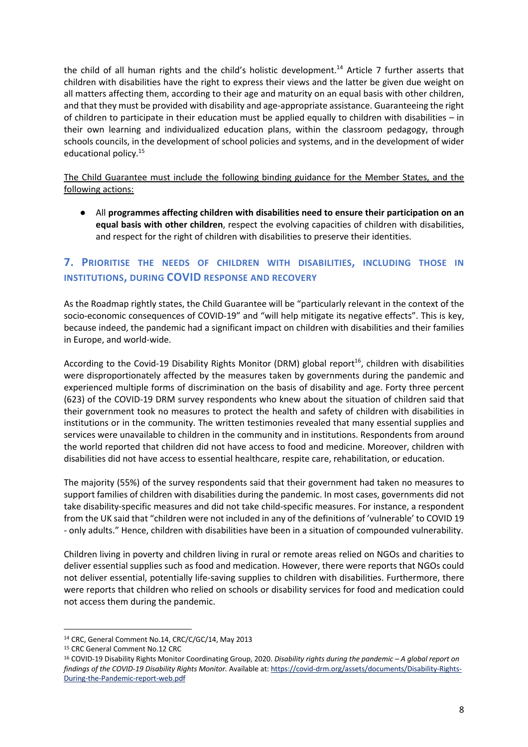the child of all human rights and the child's holistic development.[14] Article 7 further asserts that children with disabilities have the right to express their views and the latter be given due weight on all matters affecting them, according to their age and maturity on an equal basis with other children, and that they must be provided with disability and age-appropriate assistance. Guaranteeing the right of children to participate in their education must be applied equally to children with disabilities – in their own learning and individualized education plans, within the classroom pedagogy, through schools councils, in the development of school policies and systems, and in the development of wider educational policy.[15]

<u>The Child Guarantee must include the following binding guidance for the Member States, and the following actions:</u>

- All **programmes affecting children with disabilities need to ensure their participation on an equal basis with other children**, respect the evolving capacities of children with disabilities, and respect for the right of children with disabilities to preserve their identities.

## 7. Prioritise the needs of children with disabilities, including those in institutions, during COVID response and recovery

As the Roadmap rightly states, the Child Guarantee will be "particularly relevant in the context of the socio-economic consequences of COVID-19" and "will help mitigate its negative effects". This is key, because indeed, the pandemic had a significant impact on children with disabilities and their families in Europe, and world-wide.

According to the Covid-19 Disability Rights Monitor (DRM) global report[16], children with disabilities were disproportionately affected by the measures taken by governments during the pandemic and experienced multiple forms of discrimination on the basis of disability and age. Forty three percent (623) of the COVID-19 DRM survey respondents who knew about the situation of children said that their government took no measures to protect the health and safety of children with disabilities in institutions or in the community. The written testimonies revealed that many essential supplies and services were unavailable to children in the community and in institutions. Respondents from around the world reported that children did not have access to food and medicine. Moreover, children with disabilities did not have access to essential healthcare, respite care, rehabilitation, or education.

The majority (55%) of the survey respondents said that their government had taken no measures to support families of children with disabilities during the pandemic. In most cases, governments did not take disability-specific measures and did not take child-specific measures. For instance, a respondent from the UK said that "children were not included in any of the definitions of 'vulnerable' to COVID 19 - only adults." Hence, children with disabilities have been in a situation of compounded vulnerability.

Children living in poverty and children living in rural or remote areas relied on NGOs and charities to deliver essential supplies such as food and medication. However, there were reports that NGOs could not deliver essential, potentially life-saving supplies to children with disabilities. Furthermore, there were reports that children who relied on schools or disability services for food and medication could not access them during the pandemic.

---

[14] CRC, General Comment No.14, CRC/C/GC/14, May 2013

[15] CRC General Comment No.12 CRC

[16] COVID-19 Disability Rights Monitor Coordinating Group, 2020. *Disability rights during the pandemic – A global report on findings of the COVID-19 Disability Rights Monitor.* Available at: https://covid-drm.org/assets/documents/Disability-Rights-During-the-Pandemic-report-web.pdf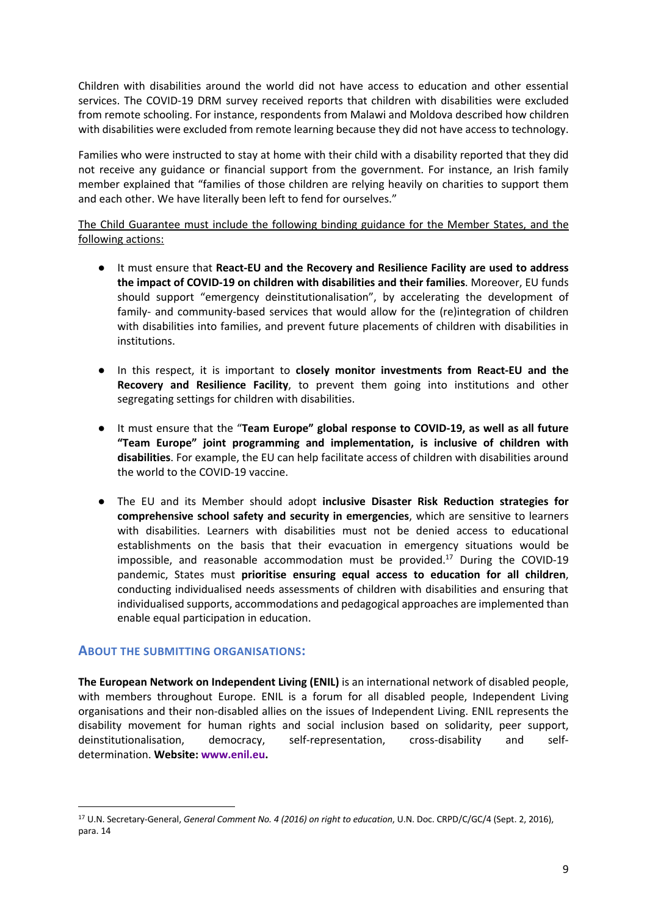Children with disabilities around the world did not have access to education and other essential services. The COVID-19 DRM survey received reports that children with disabilities were excluded from remote schooling. For instance, respondents from Malawi and Moldova described how children with disabilities were excluded from remote learning because they did not have access to technology.

Families who were instructed to stay at home with their child with a disability reported that they did not receive any guidance or financial support from the government. For instance, an Irish family member explained that "families of those children are relying heavily on charities to support them and each other. We have literally been left to fend for ourselves."

The Child Guarantee must include the following binding guidance for the Member States, and the following actions:

- It must ensure that **React-EU and the Recovery and Resilience Facility are used to address the impact of COVID-19 on children with disabilities and their families**. Moreover, EU funds should support "emergency deinstitutionalisation", by accelerating the development of family- and community-based services that would allow for the (re)integration of children with disabilities into families, and prevent future placements of children with disabilities in institutions.

- In this respect, it is important to **closely monitor investments from React-EU and the Recovery and Resilience Facility**, to prevent them going into institutions and other segregating settings for children with disabilities.

- It must ensure that the "**Team Europe" global response to COVID-19, as well as all future "Team Europe" joint programming and implementation, is inclusive of children with disabilities**. For example, the EU can help facilitate access of children with disabilities around the world to the COVID-19 vaccine.

- The EU and its Member should adopt **inclusive Disaster Risk Reduction strategies for comprehensive school safety and security in emergencies**, which are sensitive to learners with disabilities. Learners with disabilities must not be denied access to educational establishments on the basis that their evacuation in emergency situations would be impossible, and reasonable accommodation must be provided.[17] During the COVID-19 pandemic, States must **prioritise ensuring equal access to education for all children**, conducting individualised needs assessments of children with disabilities and ensuring that individualised supports, accommodations and pedagogical approaches are implemented than enable equal participation in education.

## About the submitting organisations:

**The European Network on Independent Living (ENIL)** is an international network of disabled people, with members throughout Europe. ENIL is a forum for all disabled people, Independent Living organisations and their non-disabled allies on the issues of Independent Living. ENIL represents the disability movement for human rights and social inclusion based on solidarity, peer support, deinstitutionalisation, democracy, self-representation, cross-disability and self-determination. **Website: www.enil.eu.**

---

[17] U.N. Secretary-General, *General Comment No. 4 (2016) on right to education*, U.N. Doc. CRPD/C/GC/4 (Sept. 2, 2016), para. 14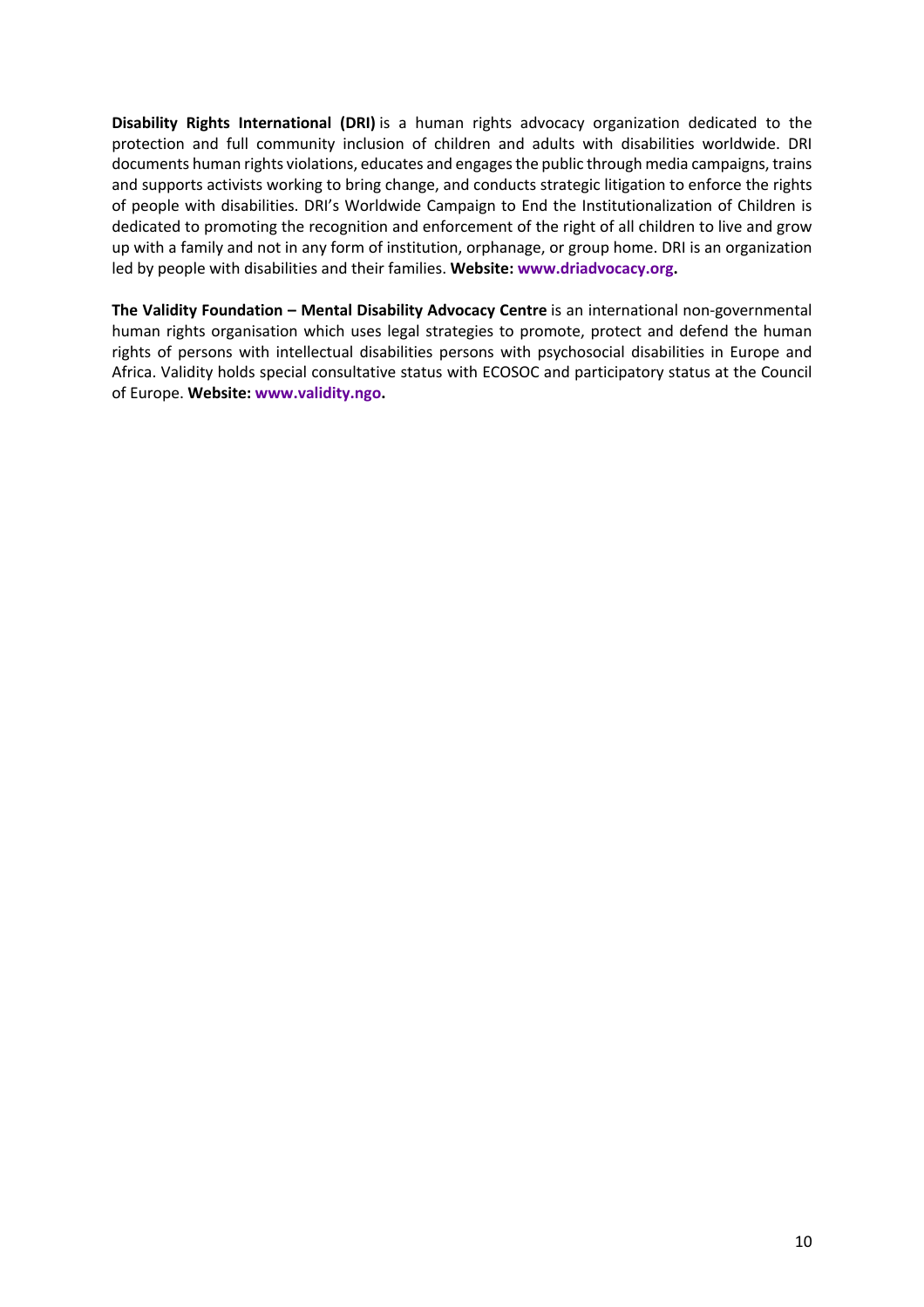**Disability Rights International (DRI)** is a human rights advocacy organization dedicated to the protection and full community inclusion of children and adults with disabilities worldwide. DRI documents human rights violations, educates and engages the public through media campaigns, trains and supports activists working to bring change, and conducts strategic litigation to enforce the rights of people with disabilities. DRI's Worldwide Campaign to End the Institutionalization of Children is dedicated to promoting the recognition and enforcement of the right of all children to live and grow up with a family and not in any form of institution, orphanage, or group home. DRI is an organization led by people with disabilities and their families. **Website: www.driadvocacy.org.**

**The Validity Foundation – Mental Disability Advocacy Centre** is an international non-governmental human rights organisation which uses legal strategies to promote, protect and defend the human rights of persons with intellectual disabilities persons with psychosocial disabilities in Europe and Africa. Validity holds special consultative status with ECOSOC and participatory status at the Council of Europe. **Website: www.validity.ngo.**